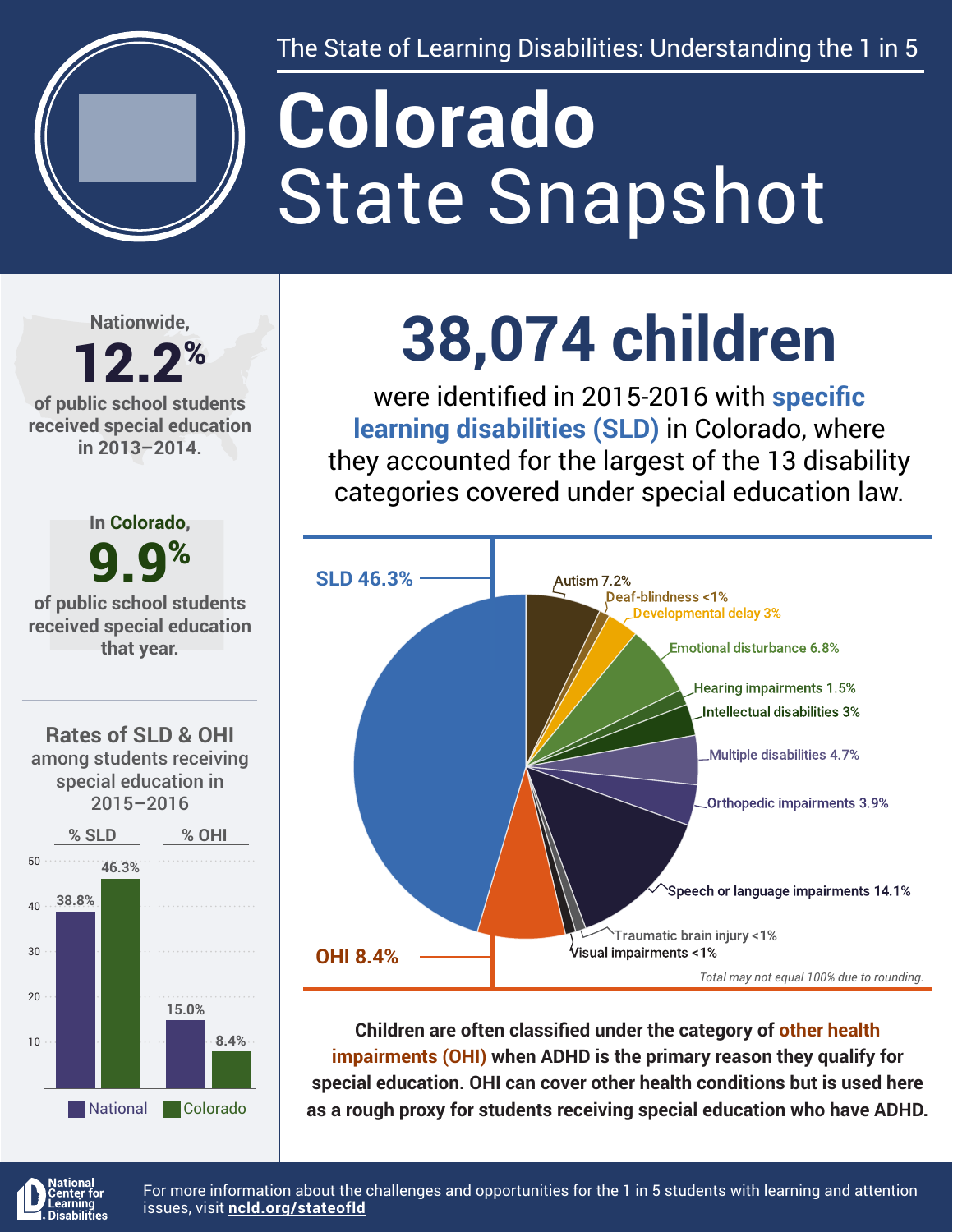The State of Learning Disabilities: Understanding the 1 in 5

# Colorado State Snapshot

Nationwide, **12.2%** of public school students received special education in 2013–2014.

In Colorado, **9.9%** of public school students received special education that year.

## 38,074 children

were identified in 2015-2016 with **specific learning disabilities (SLD)** in Colorado, where they accounted for the largest of the 13 disability categories covered under special education law.

| Disability category | Percent |
| --- | --- |
| SLD | 46.3% |
| Autism | 7.2% |
| Deaf-blindness | <1% |
| Developmental delay | 3% |
| Emotional disturbance | 6.8% |
| Hearing impairments | 1.5% |
| Intellectual disabilities | 3% |
| Multiple disabilities | 4.7% |
| Orthopedic impairments | 3.9% |
| Speech or language impairments | 14.1% |
| Traumatic brain injury | <1% |
| Visual impairments | <1% |
| OHI | 8.4% |

*Total may not equal 100% due to rounding.*

### Rates of SLD & OHI among students receiving special education in 2015–2016

| | % SLD | % OHI |
| --- | --- | --- |
| National | 38.8% | 15.0% |
| Colorado | 46.3% | 8.4% |

**Children are often classified under the category of other health impairments (OHI) when ADHD is the primary reason they qualify for special education. OHI can cover other health conditions but is used here as a rough proxy for students receiving special education who have ADHD.**

National Center for Learning Disabilities

For more information about the challenges and opportunities for the 1 in 5 students with learning and attention issues, visit **ncld.org/stateofld**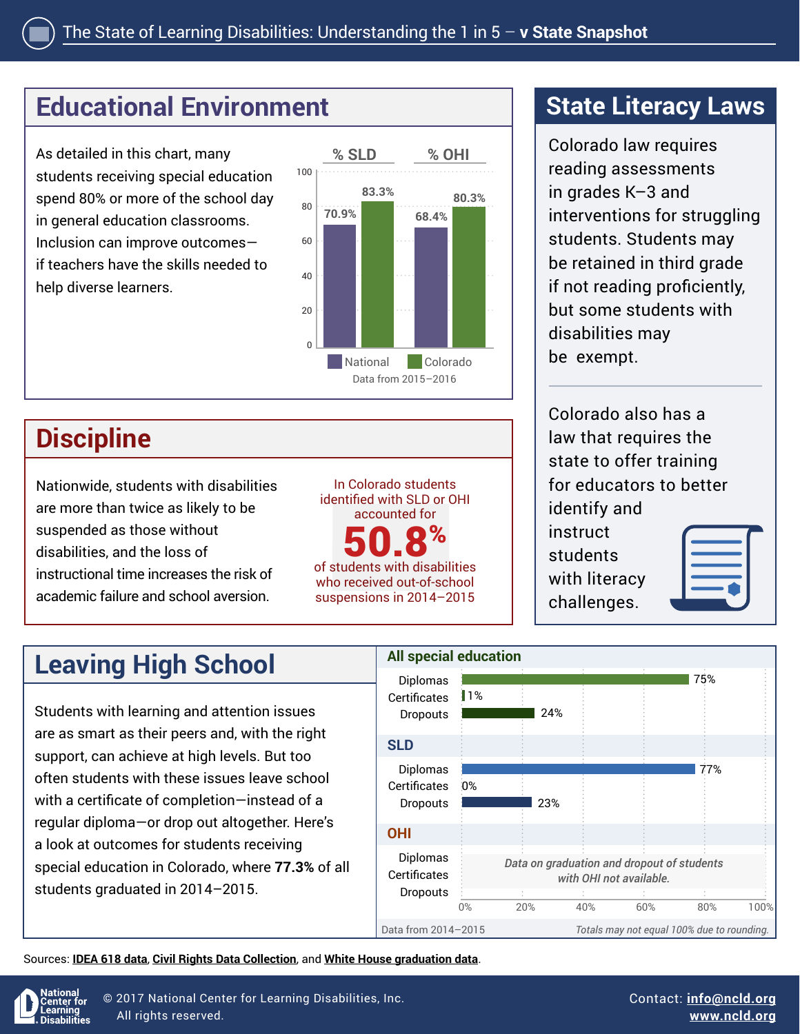## Educational Environment

As detailed in this chart, many students receiving special education spend 80% or more of the school day in general education classrooms. Inclusion can improve outcomes—if teachers have the skills needed to help diverse learners.

% SLD
% OHI

100
80
60
40
20
0

70.9%
83.3%
68.4%
80.3%

National
Colorado

Data from 2015–2016

## State Literacy Laws

Colorado law requires reading assessments in grades K–3 and interventions for struggling students. Students may be retained in third grade if not reading proficiently, but some students with disabilities may be exempt.

Colorado also has a law that requires the state to offer training for educators to better identify and instruct students with literacy challenges.

## Discipline

Nationwide, students with disabilities are more than twice as likely to be suspended as those without disabilities, and the loss of instructional time increases the risk of academic failure and school aversion.

In Colorado students identified with SLD or OHI accounted for

**50.8%**

of students with disabilities who received out-of-school suspensions in 2014–2015

## Leaving High School

Students with learning and attention issues are as smart as their peers and, with the right support, can achieve at high levels. But too often students with these issues leave school with a certificate of completion—instead of a regular diploma—or drop out altogether. Here's a look at outcomes for students receiving special education in Colorado, where **77.3%** of all students graduated in 2014–2015.

**All special education**

Diplomas 75%
Certificates 1%
Dropouts 24%

**SLD**

Diplomas 77%
Certificates 0%
Dropouts 23%

**OHI**

Diplomas
Certificates
Dropouts

*Data on graduation and dropout of students with OHI not available.*

0% 20% 40% 60% 80% 100%

Data from 2014–2015

*Totals may not equal 100% due to rounding.*

Sources: **IDEA 618 data**, **Civil Rights Data Collection**, and **White House graduation data**.

© 2017 National Center for Learning Disabilities, Inc. All rights reserved.

Contact: **info@ncld.org**
**www.ncld.org**